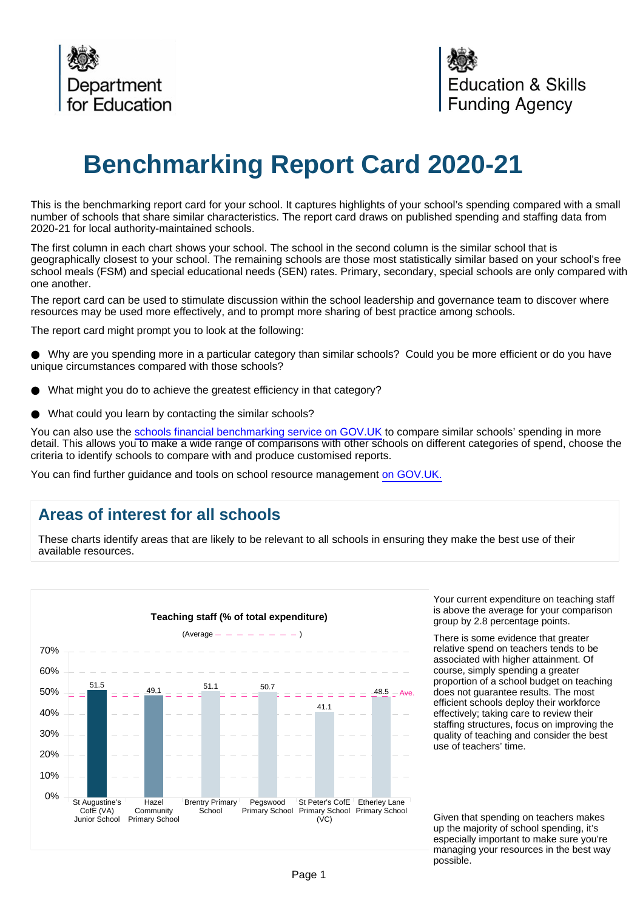Department for Education

Education & Skills Funding Agency

# Benchmarking Report Card 2020-21

This is the benchmarking report card for your school. It captures highlights of your school's spending compared with a small number of schools that share similar characteristics. The report card draws on published spending and staffing data from 2020-21 for local authority-maintained schools.

The first column in each chart shows your school. The school in the second column is the similar school that is geographically closest to your school. The remaining schools are those most statistically similar based on your school's free school meals (FSM) and special educational needs (SEN) rates. Primary, secondary, special schools are only compared with one another.

The report card can be used to stimulate discussion within the school leadership and governance team to discover where resources may be used more effectively, and to prompt more sharing of best practice among schools.

The report card might prompt you to look at the following:

- Why are you spending more in a particular category than similar schools? Could you be more efficient or do you have unique circumstances compared with those schools?
- What might you do to achieve the greatest efficiency in that category?
- What could you learn by contacting the similar schools?

You can also use the schools financial benchmarking service on GOV.UK to compare similar schools' spending in more detail. This allows you to make a wide range of comparisons with other schools on different categories of spend, choose the criteria to identify schools to compare with and produce customised reports.

You can find further guidance and tools on school resource management on GOV.UK.

## Areas of interest for all schools

These charts identify areas that are likely to be relevant to all schools in ensuring they make the best use of their available resources.

**Teaching staff (% of total expenditure)**

(Average – – – – – – – – )

| School | Teaching staff (% of total expenditure) |
|---|---|
| St Augustine's CofE (VA) Junior School | 51.5 |
| Hazel Community Primary School | 49.1 |
| Brentry Primary School | 51.1 |
| Pegswood Primary School | 50.7 |
| St Peter's CofE Primary School (VC) | 41.1 |
| Etherley Lane Primary School | 48.5 |
| Ave. | 48.7 |

Your current expenditure on teaching staff is above the average for your comparison group by 2.8 percentage points.

There is some evidence that greater relative spend on teachers tends to be associated with higher attainment. Of course, simply spending a greater proportion of a school budget on teaching does not guarantee results. The most efficient schools deploy their workforce effectively; taking care to review their staffing structures, focus on improving the quality of teaching and consider the best use of teachers' time.

Given that spending on teachers makes up the majority of school spending, it's especially important to make sure you're managing your resources in the best way possible.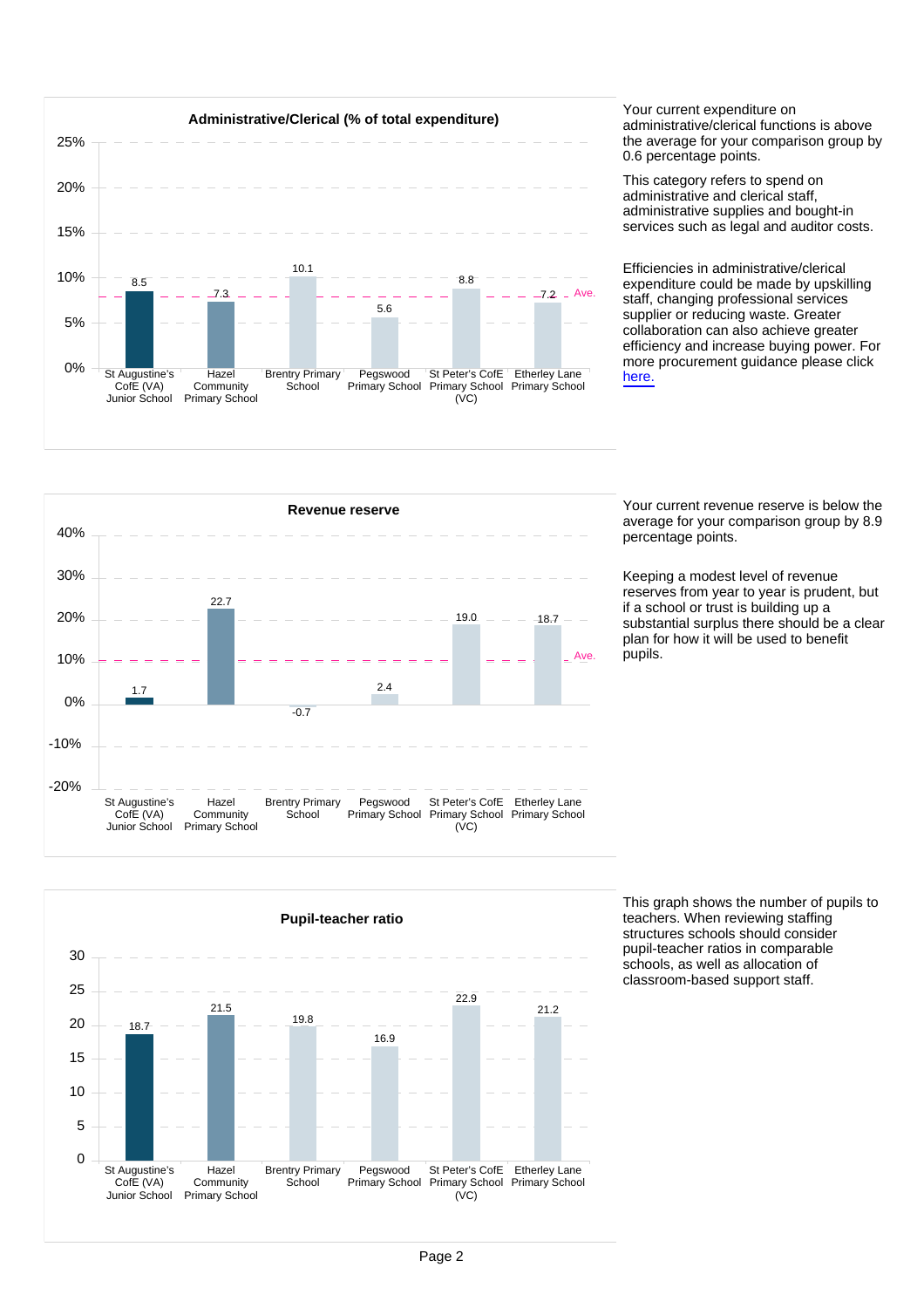## Administrative/Clerical (% of total expenditure)

| School | Administrative/Clerical (% of total expenditure) |
|---|---|
| St Augustine's CofE (VA) Junior School | 8.5 |
| Hazel Community Primary School | 7.3 |
| Brentry Primary School | 10.1 |
| Pegswood Primary School | 5.6 |
| St Peter's CofE Primary School (VC) | 8.8 |
| Etherley Lane Primary School | 7.2 |

Your current expenditure on administrative/clerical functions is above the average for your comparison group by 0.6 percentage points.

This category refers to spend on administrative and clerical staff, administrative supplies and bought-in services such as legal and auditor costs.

Efficiencies in administrative/clerical expenditure could be made by upskilling staff, changing professional services supplier or reducing waste. Greater collaboration can also achieve greater efficiency and increase buying power. For more procurement guidance please click here.

## Revenue reserve

| School | Revenue reserve |
|---|---|
| St Augustine's CofE (VA) Junior School | 1.7 |
| Hazel Community Primary School | 22.7 |
| Brentry Primary School | -0.7 |
| Pegswood Primary School | 2.4 |
| St Peter's CofE Primary School (VC) | 19.0 |
| Etherley Lane Primary School | 18.7 |

Your current revenue reserve is below the average for your comparison group by 8.9 percentage points.

Keeping a modest level of revenue reserves from year to year is prudent, but if a school or trust is building up a substantial surplus there should be a clear plan for how it will be used to benefit pupils.

## Pupil-teacher ratio

| School | Pupil-teacher ratio |
|---|---|
| St Augustine's CofE (VA) Junior School | 18.7 |
| Hazel Community Primary School | 21.5 |
| Brentry Primary School | 19.8 |
| Pegswood Primary School | 16.9 |
| St Peter's CofE Primary School (VC) | 22.9 |
| Etherley Lane Primary School | 21.2 |

This graph shows the number of pupils to teachers. When reviewing staffing structures schools should consider pupil-teacher ratios in comparable schools, as well as allocation of classroom-based support staff.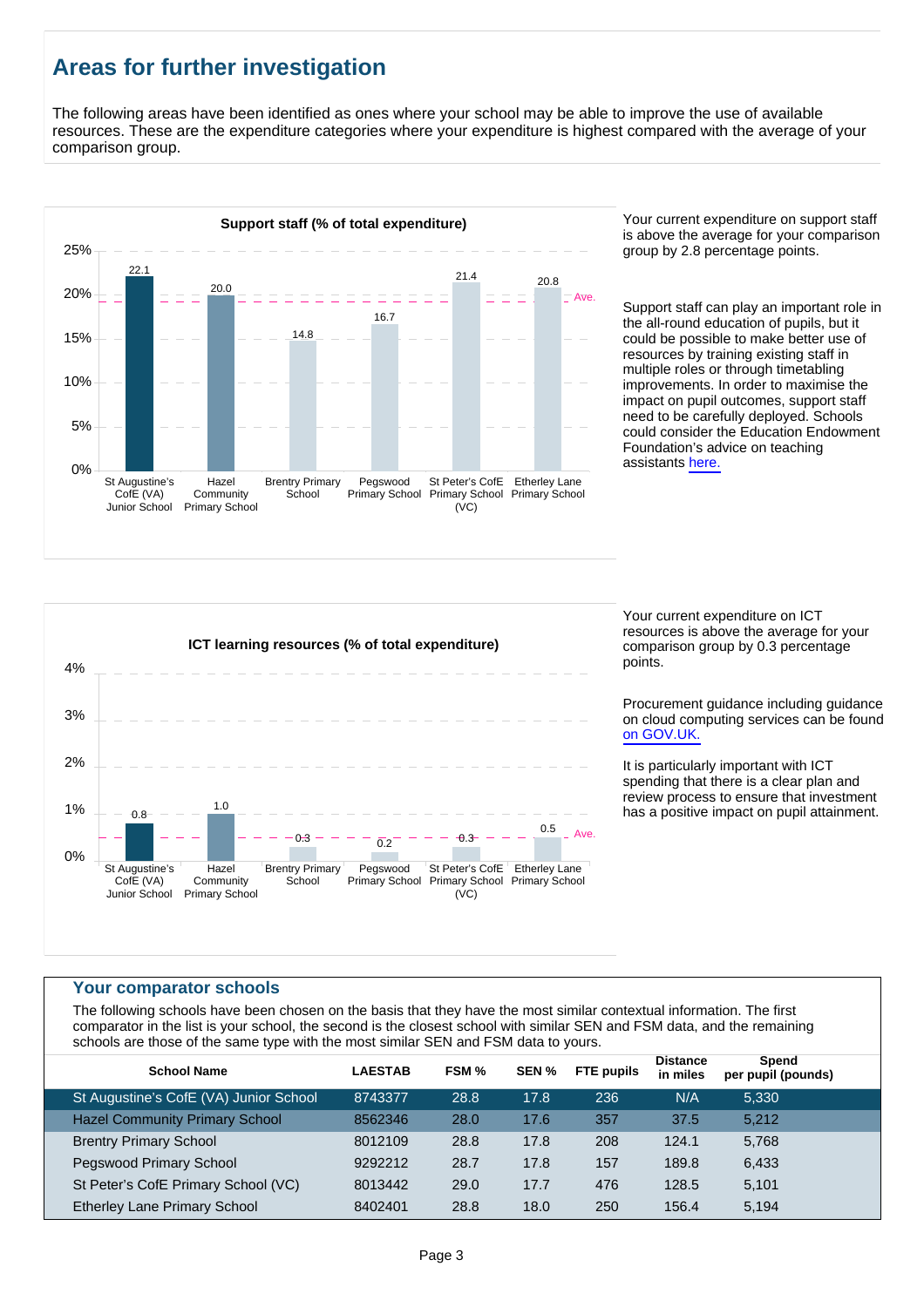## Areas for further investigation

The following areas have been identified as ones where your school may be able to improve the use of available resources. These are the expenditure categories where your expenditure is highest compared with the average of your comparison group.

**Support staff (% of total expenditure)**

| School | Support staff (% of total expenditure) |
|---|---|
| St Augustine's CofE (VA) Junior School | 22.1 |
| Hazel Community Primary School | 20.0 |
| Brentry Primary School | 14.8 |
| Pegswood Primary School | 16.7 |
| St Peter's CofE Primary School (VC) | 21.4 |
| Etherley Lane Primary School | 20.8 |

Your current expenditure on support staff is above the average for your comparison group by 2.8 percentage points.

Support staff can play an important role in the all-round education of pupils, but it could be possible to make better use of resources by training existing staff in multiple roles or through timetabling improvements. In order to maximise the impact on pupil outcomes, support staff need to be carefully deployed. Schools could consider the Education Endowment Foundation's advice on teaching assistants here.

**ICT learning resources (% of total expenditure)**

| School | ICT learning resources (% of total expenditure) |
|---|---|
| St Augustine's CofE (VA) Junior School | 0.8 |
| Hazel Community Primary School | 1.0 |
| Brentry Primary School | 0.3 |
| Pegswood Primary School | 0.2 |
| St Peter's CofE Primary School (VC) | 0.3 |
| Etherley Lane Primary School | 0.5 |

Your current expenditure on ICT resources is above the average for your comparison group by 0.3 percentage points.

Procurement guidance including guidance on cloud computing services can be found on GOV.UK.

It is particularly important with ICT spending that there is a clear plan and review process to ensure that investment has a positive impact on pupil attainment.

### Your comparator schools

The following schools have been chosen on the basis that they have the most similar contextual information. The first comparator in the list is your school, the second is the closest school with similar SEN and FSM data, and the remaining schools are those of the same type with the most similar SEN and FSM data to yours.

| School Name | LAESTAB | FSM % | SEN % | FTE pupils | Distance in miles | Spend per pupil (pounds) |
|---|---|---|---|---|---|---|
| St Augustine's CofE (VA) Junior School | 8743377 | 28.8 | 17.8 | 236 | N/A | 5,330 |
| Hazel Community Primary School | 8562346 | 28.0 | 17.6 | 357 | 37.5 | 5,212 |
| Brentry Primary School | 8012109 | 28.8 | 17.8 | 208 | 124.1 | 5,768 |
| Pegswood Primary School | 9292212 | 28.7 | 17.8 | 157 | 189.8 | 6,433 |
| St Peter's CofE Primary School (VC) | 8013442 | 29.0 | 17.7 | 476 | 128.5 | 5,101 |
| Etherley Lane Primary School | 8402401 | 28.8 | 18.0 | 250 | 156.4 | 5,194 |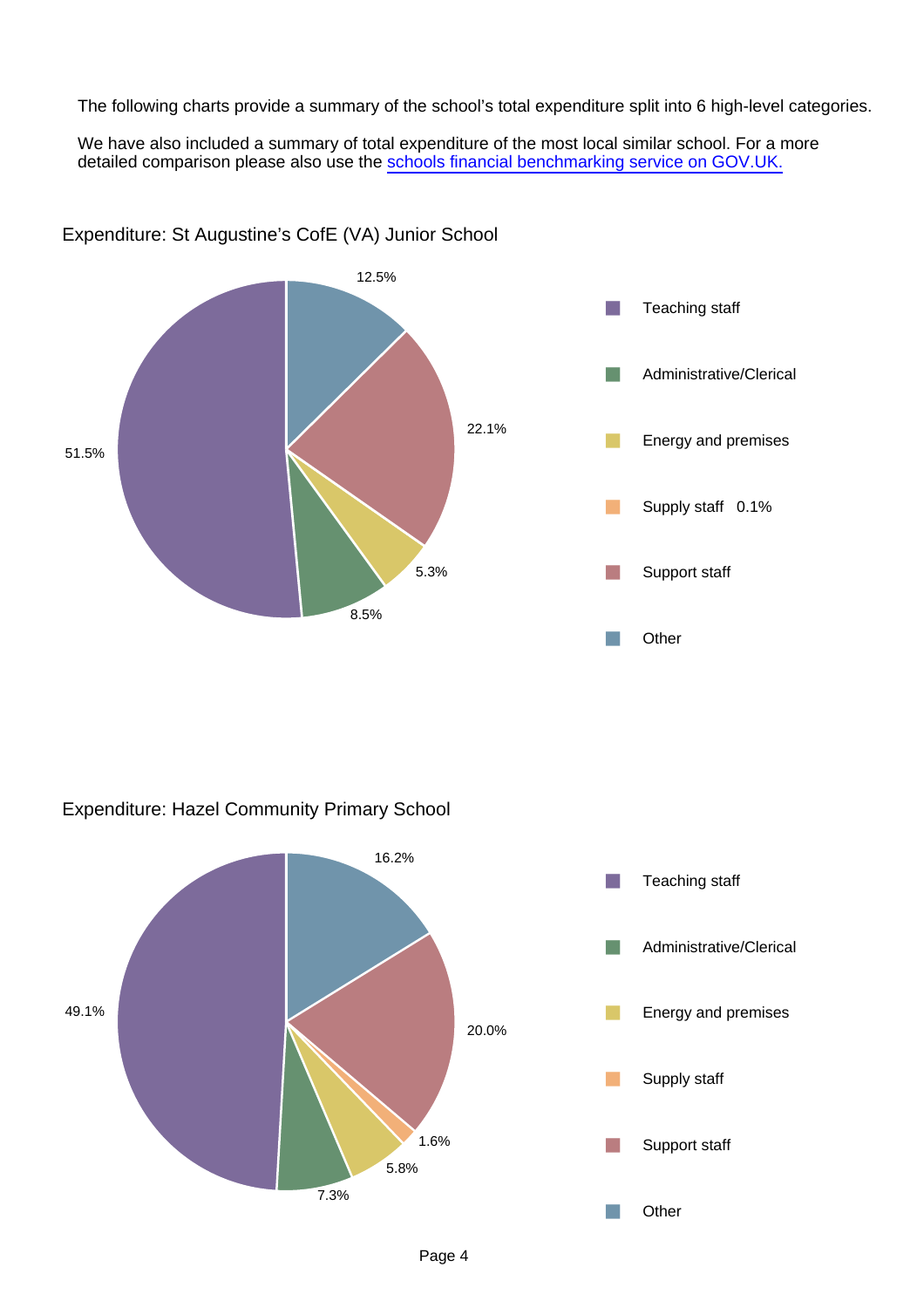The following charts provide a summary of the school's total expenditure split into 6 high-level categories.

We have also included a summary of total expenditure of the most local similar school. For a more detailed comparison please also use the [schools financial benchmarking service on GOV.UK.](https://schools-financial-benchmarking.service.gov.uk)

## Expenditure: St Augustine's CofE (VA) Junior School

12.5%

22.1%

5.3%

8.5%

51.5%

Teaching staff

Administrative/Clerical

Energy and premises

Supply staff 0.1%

Support staff

Other

## Expenditure: Hazel Community Primary School

16.2%

20.0%

1.6%

5.8%

7.3%

49.1%

Teaching staff

Administrative/Clerical

Energy and premises

Supply staff

Support staff

Other